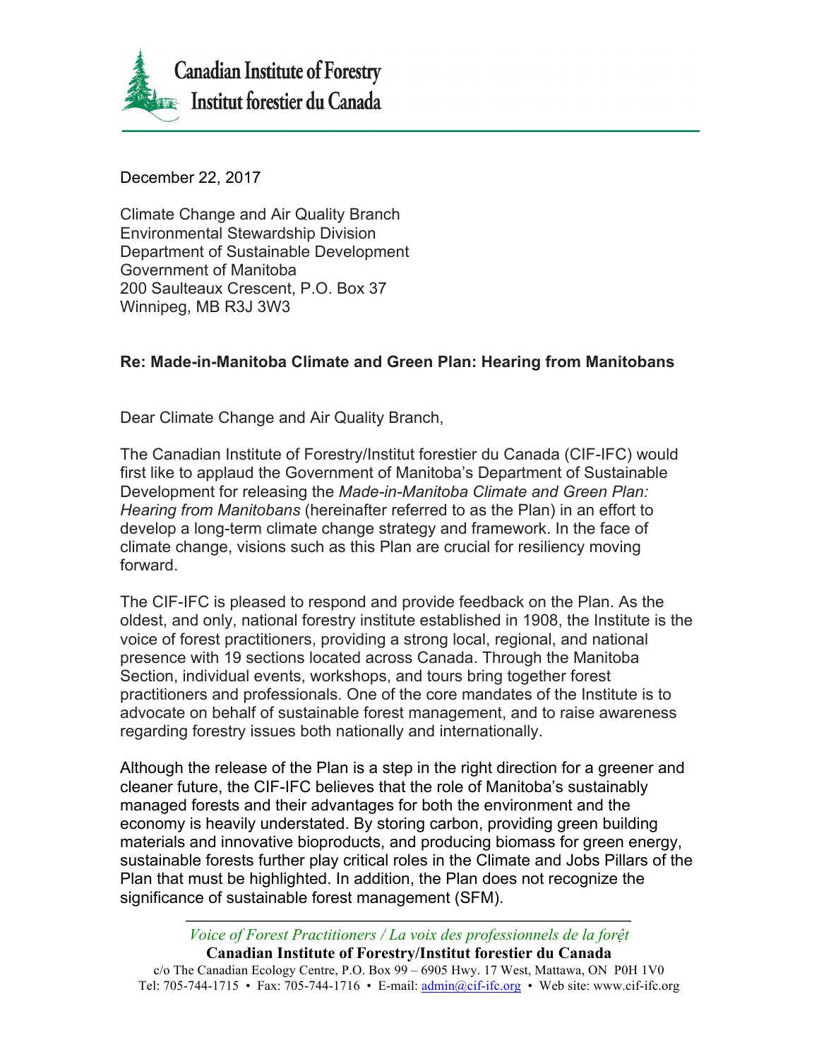Canadian Institute of Forestry
Institut forestier du Canada

December 22, 2017

Climate Change and Air Quality Branch
Environmental Stewardship Division
Department of Sustainable Development
Government of Manitoba
200 Saulteaux Crescent, P.O. Box 37
Winnipeg, MB R3J 3W3

**Re: Made-in-Manitoba Climate and Green Plan: Hearing from Manitobans**

Dear Climate Change and Air Quality Branch,

The Canadian Institute of Forestry/Institut forestier du Canada (CIF-IFC) would first like to applaud the Government of Manitoba's Department of Sustainable Development for releasing the *Made-in-Manitoba Climate and Green Plan: Hearing from Manitobans* (hereinafter referred to as the Plan) in an effort to develop a long-term climate change strategy and framework. In the face of climate change, visions such as this Plan are crucial for resiliency moving forward.

The CIF-IFC is pleased to respond and provide feedback on the Plan. As the oldest, and only, national forestry institute established in 1908, the Institute is the voice of forest practitioners, providing a strong local, regional, and national presence with 19 sections located across Canada. Through the Manitoba Section, individual events, workshops, and tours bring together forest practitioners and professionals. One of the core mandates of the Institute is to advocate on behalf of sustainable forest management, and to raise awareness regarding forestry issues both nationally and internationally.

Although the release of the Plan is a step in the right direction for a greener and cleaner future, the CIF-IFC believes that the role of Manitoba's sustainably managed forests and their advantages for both the environment and the economy is heavily understated. By storing carbon, providing green building materials and innovative bioproducts, and producing biomass for green energy, sustainable forests further play critical roles in the Climate and Jobs Pillars of the Plan that must be highlighted. In addition, the Plan does not recognize the significance of sustainable forest management (SFM).

*Voice of Forest Practitioners / La voix des professionnels de la forêt*
**Canadian Institute of Forestry/Institut forestier du Canada**
c/o The Canadian Ecology Centre, P.O. Box 99 – 6905 Hwy. 17 West, Mattawa, ON P0H 1V0
Tel: 705-744-1715 • Fax: 705-744-1716 • E-mail: admin@cif-ifc.org • Web site: www.cif-ifc.org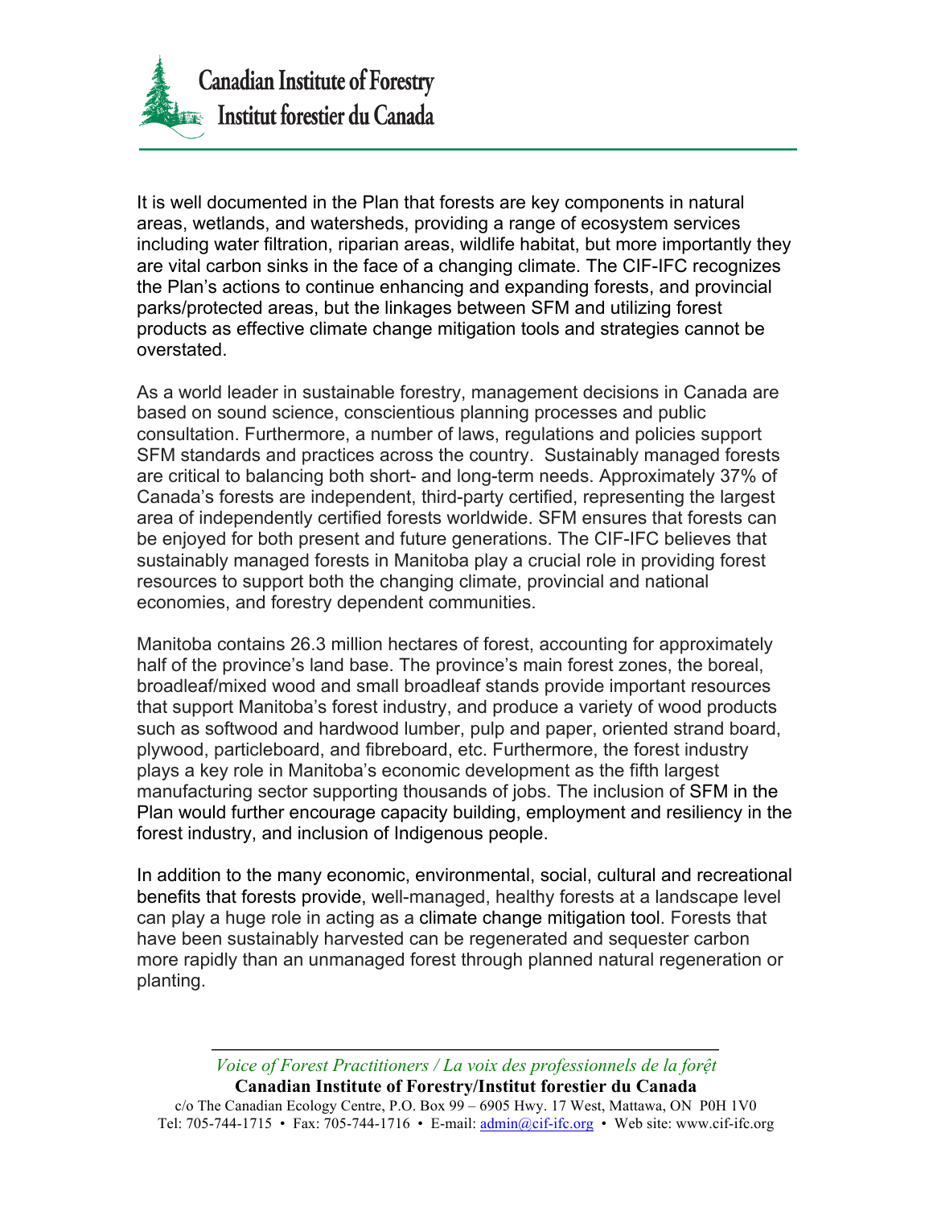It is well documented in the Plan that forests are key components in natural areas, wetlands, and watersheds, providing a range of ecosystem services including water filtration, riparian areas, wildlife habitat, but more importantly they are vital carbon sinks in the face of a changing climate. The CIF-IFC recognizes the Plan's actions to continue enhancing and expanding forests, and provincial parks/protected areas, but the linkages between SFM and utilizing forest products as effective climate change mitigation tools and strategies cannot be overstated.

As a world leader in sustainable forestry, management decisions in Canada are based on sound science, conscientious planning processes and public consultation. Furthermore, a number of laws, regulations and policies support SFM standards and practices across the country. Sustainably managed forests are critical to balancing both short- and long-term needs. Approximately 37% of Canada's forests are independent, third-party certified, representing the largest area of independently certified forests worldwide. SFM ensures that forests can be enjoyed for both present and future generations. The CIF-IFC believes that sustainably managed forests in Manitoba play a crucial role in providing forest resources to support both the changing climate, provincial and national economies, and forestry dependent communities.

Manitoba contains 26.3 million hectares of forest, accounting for approximately half of the province's land base. The province's main forest zones, the boreal, broadleaf/mixed wood and small broadleaf stands provide important resources that support Manitoba's forest industry, and produce a variety of wood products such as softwood and hardwood lumber, pulp and paper, oriented strand board, plywood, particleboard, and fibreboard, etc. Furthermore, the forest industry plays a key role in Manitoba's economic development as the fifth largest manufacturing sector supporting thousands of jobs. The inclusion of SFM in the Plan would further encourage capacity building, employment and resiliency in the forest industry, and inclusion of Indigenous people.

In addition to the many economic, environmental, social, cultural and recreational benefits that forests provide, well-managed, healthy forests at a landscape level can play a huge role in acting as a climate change mitigation tool. Forests that have been sustainably harvested can be regenerated and sequester carbon more rapidly than an unmanaged forest through planned natural regeneration or planting.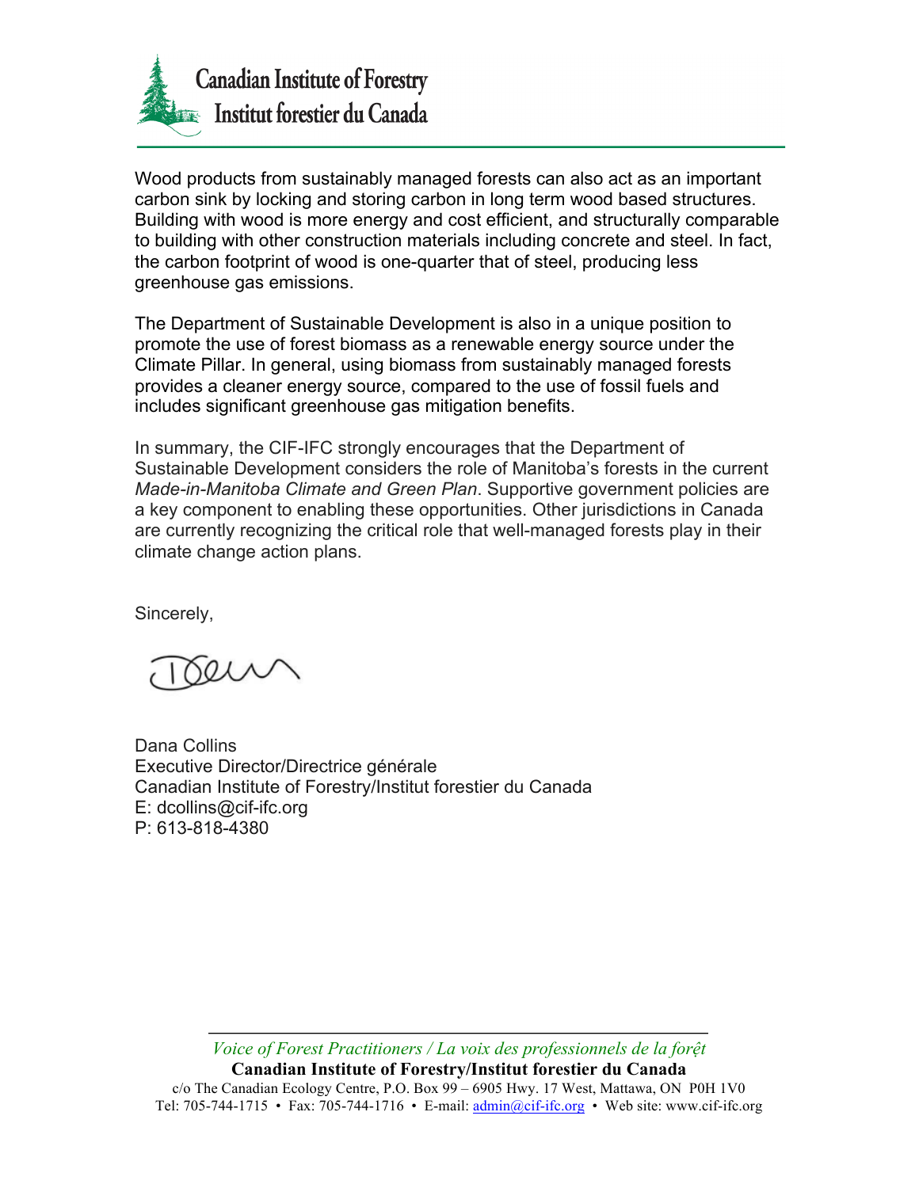Wood products from sustainably managed forests can also act as an important carbon sink by locking and storing carbon in long term wood based structures. Building with wood is more energy and cost efficient, and structurally comparable to building with other construction materials including concrete and steel. In fact, the carbon footprint of wood is one-quarter that of steel, producing less greenhouse gas emissions.

The Department of Sustainable Development is also in a unique position to promote the use of forest biomass as a renewable energy source under the Climate Pillar. In general, using biomass from sustainably managed forests provides a cleaner energy source, compared to the use of fossil fuels and includes significant greenhouse gas mitigation benefits.

In summary, the CIF-IFC strongly encourages that the Department of Sustainable Development considers the role of Manitoba's forests in the current *Made-in-Manitoba Climate and Green Plan*. Supportive government policies are a key component to enabling these opportunities. Other jurisdictions in Canada are currently recognizing the critical role that well-managed forests play in their climate change action plans.

Sincerely,

Dana Collins
Executive Director/Directrice générale
Canadian Institute of Forestry/Institut forestier du Canada
E: dcollins@cif-ifc.org
P: 613-818-4380